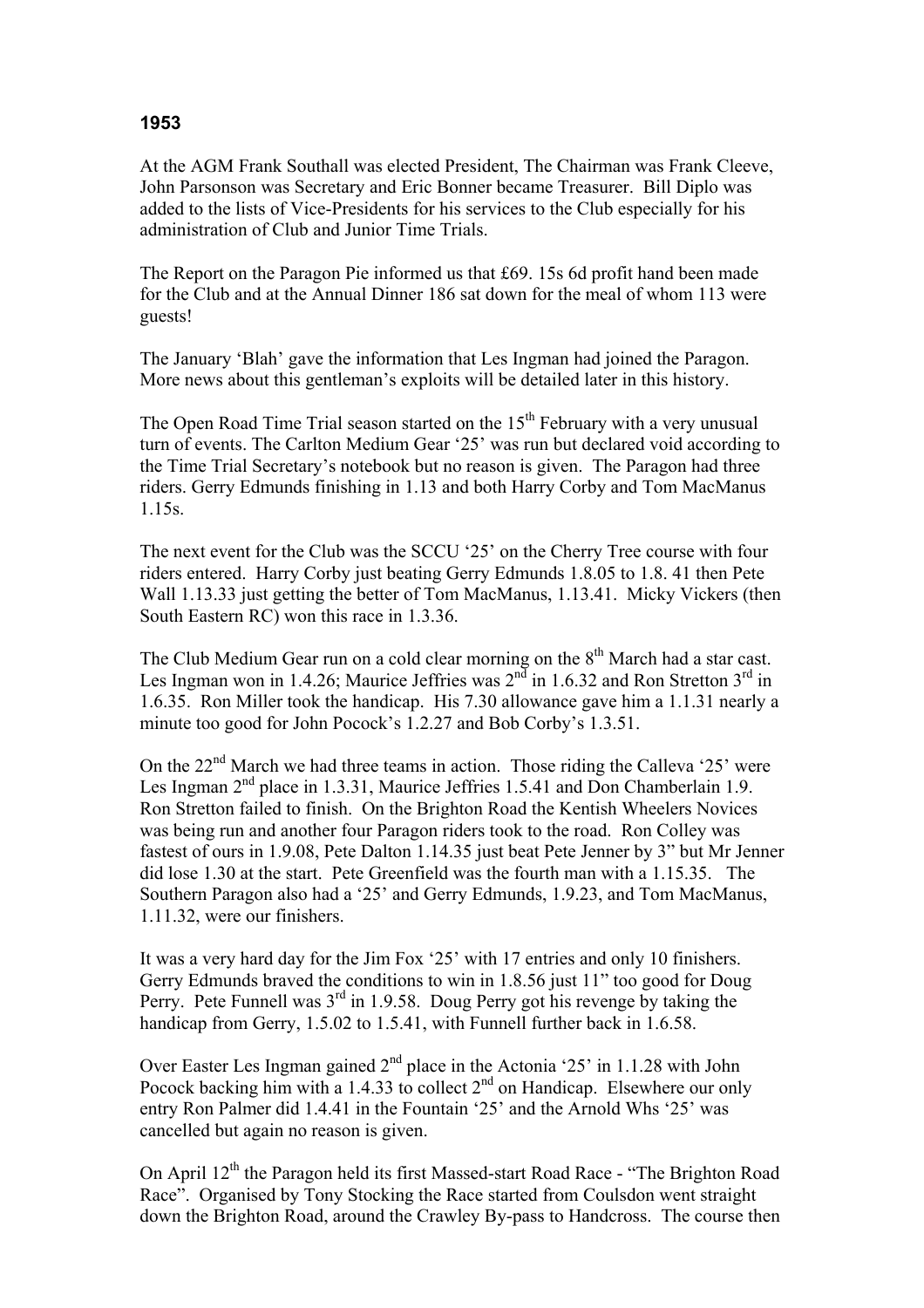**1953**

At the AGM Frank Southall was elected President, The Chairman was Frank Cleeve, John Parsonson was Secretary and Eric Bonner became Treasurer. Bill Diplo was added to the lists of Vice-Presidents for his services to the Club especially for his administration of Club and Junior Time Trials.

The Report on the Paragon Pie informed us that £69. 15s 6d profit hand been made for the Club and at the Annual Dinner 186 sat down for the meal of whom 113 were guests!

The January 'Blah' gave the information that Les Ingman had joined the Paragon. More news about this gentleman's exploits will be detailed later in this history.

The Open Road Time Trial season started on the 15th February with a very unusual turn of events. The Carlton Medium Gear '25' was run but declared void according to the Time Trial Secretary's notebook but no reason is given. The Paragon had three riders. Gerry Edmunds finishing in 1.13 and both Harry Corby and Tom MacManus 1.15s.

The next event for the Club was the SCCU '25' on the Cherry Tree course with four riders entered. Harry Corby just beating Gerry Edmunds 1.8.05 to 1.8. 41 then Pete Wall 1.13.33 just getting the better of Tom MacManus, 1.13.41. Micky Vickers (then South Eastern RC) won this race in 1.3.36.

The Club Medium Gear run on a cold clear morning on the 8th March had a star cast. Les Ingman won in 1.4.26; Maurice Jeffries was 2nd in 1.6.32 and Ron Stretton 3rd in 1.6.35. Ron Miller took the handicap. His 7.30 allowance gave him a 1.1.31 nearly a minute too good for John Pocock's 1.2.27 and Bob Corby's 1.3.51.

On the 22nd March we had three teams in action. Those riding the Calleva '25' were Les Ingman 2nd place in 1.3.31, Maurice Jeffries 1.5.41 and Don Chamberlain 1.9. Ron Stretton failed to finish. On the Brighton Road the Kentish Wheelers Novices was being run and another four Paragon riders took to the road. Ron Colley was fastest of ours in 1.9.08, Pete Dalton 1.14.35 just beat Pete Jenner by 3" but Mr Jenner did lose 1.30 at the start. Pete Greenfield was the fourth man with a 1.15.35. The Southern Paragon also had a '25' and Gerry Edmunds, 1.9.23, and Tom MacManus, 1.11.32, were our finishers.

It was a very hard day for the Jim Fox '25' with 17 entries and only 10 finishers. Gerry Edmunds braved the conditions to win in 1.8.56 just 11" too good for Doug Perry. Pete Funnell was 3rd in 1.9.58. Doug Perry got his revenge by taking the handicap from Gerry, 1.5.02 to 1.5.41, with Funnell further back in 1.6.58.

Over Easter Les Ingman gained 2nd place in the Actonia '25' in 1.1.28 with John Pocock backing him with a 1.4.33 to collect 2nd on Handicap. Elsewhere our only entry Ron Palmer did 1.4.41 in the Fountain '25' and the Arnold Whs '25' was cancelled but again no reason is given.

On April 12th the Paragon held its first Massed-start Road Race - "The Brighton Road Race". Organised by Tony Stocking the Race started from Coulsdon went straight down the Brighton Road, around the Crawley By-pass to Handcross. The course then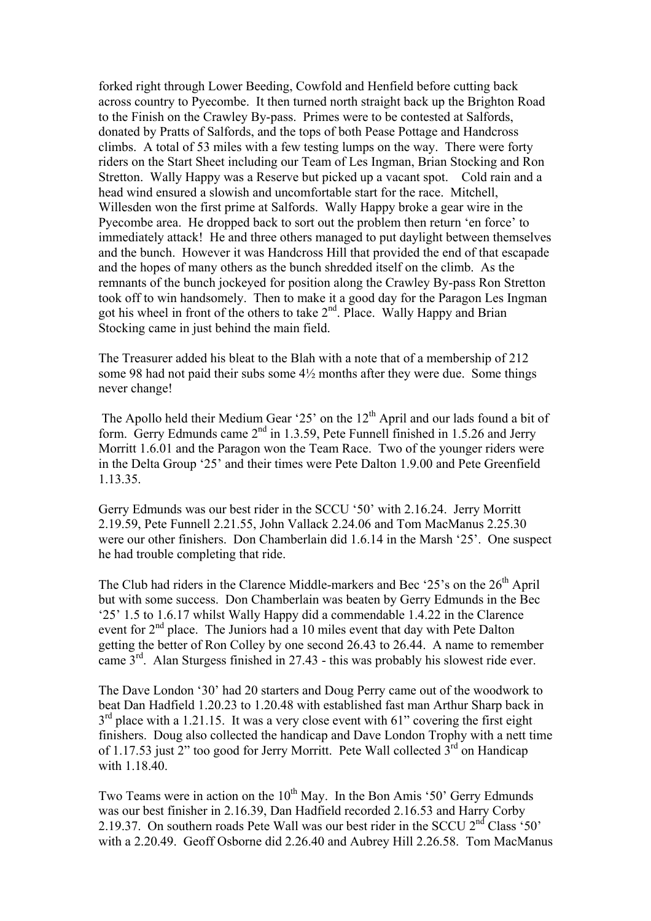forked right through Lower Beeding, Cowfold and Henfield before cutting back across country to Pyecombe. It then turned north straight back up the Brighton Road to the Finish on the Crawley By-pass. Primes were to be contested at Salfords, donated by Pratts of Salfords, and the tops of both Pease Pottage and Handcross climbs. A total of 53 miles with a few testing lumps on the way. There were forty riders on the Start Sheet including our Team of Les Ingman, Brian Stocking and Ron Stretton. Wally Happy was a Reserve but picked up a vacant spot. Cold rain and a head wind ensured a slowish and uncomfortable start for the race. Mitchell, Willesden won the first prime at Salfords. Wally Happy broke a gear wire in the Pyecombe area. He dropped back to sort out the problem then return 'en force' to immediately attack! He and three others managed to put daylight between themselves and the bunch. However it was Handcross Hill that provided the end of that escapade and the hopes of many others as the bunch shredded itself on the climb. As the remnants of the bunch jockeyed for position along the Crawley By-pass Ron Stretton took off to win handsomely. Then to make it a good day for the Paragon Les Ingman got his wheel in front of the others to take 2nd. Place. Wally Happy and Brian Stocking came in just behind the main field.

The Treasurer added his bleat to the Blah with a note that of a membership of 212 some 98 had not paid their subs some 4½ months after they were due. Some things never change!

The Apollo held their Medium Gear '25' on the 12th April and our lads found a bit of form. Gerry Edmunds came 2nd in 1.3.59, Pete Funnell finished in 1.5.26 and Jerry Morritt 1.6.01 and the Paragon won the Team Race. Two of the younger riders were in the Delta Group '25' and their times were Pete Dalton 1.9.00 and Pete Greenfield 1.13.35.

Gerry Edmunds was our best rider in the SCCU '50' with 2.16.24. Jerry Morritt 2.19.59, Pete Funnell 2.21.55, John Vallack 2.24.06 and Tom MacManus 2.25.30 were our other finishers. Don Chamberlain did 1.6.14 in the Marsh '25'. One suspect he had trouble completing that ride.

The Club had riders in the Clarence Middle-markers and Bec '25's on the 26th April but with some success. Don Chamberlain was beaten by Gerry Edmunds in the Bec '25' 1.5 to 1.6.17 whilst Wally Happy did a commendable 1.4.22 in the Clarence event for 2nd place. The Juniors had a 10 miles event that day with Pete Dalton getting the better of Ron Colley by one second 26.43 to 26.44. A name to remember came 3rd. Alan Sturgess finished in 27.43 - this was probably his slowest ride ever.

The Dave London '30' had 20 starters and Doug Perry came out of the woodwork to beat Dan Hadfield 1.20.23 to 1.20.48 with established fast man Arthur Sharp back in 3rd place with a 1.21.15. It was a very close event with 61" covering the first eight finishers. Doug also collected the handicap and Dave London Trophy with a nett time of 1.17.53 just 2" too good for Jerry Morritt. Pete Wall collected 3rd on Handicap with 1.18.40.

Two Teams were in action on the 10th May. In the Bon Amis '50' Gerry Edmunds was our best finisher in 2.16.39, Dan Hadfield recorded 2.16.53 and Harry Corby 2.19.37. On southern roads Pete Wall was our best rider in the SCCU 2nd Class '50' with a 2.20.49. Geoff Osborne did 2.26.40 and Aubrey Hill 2.26.58. Tom MacManus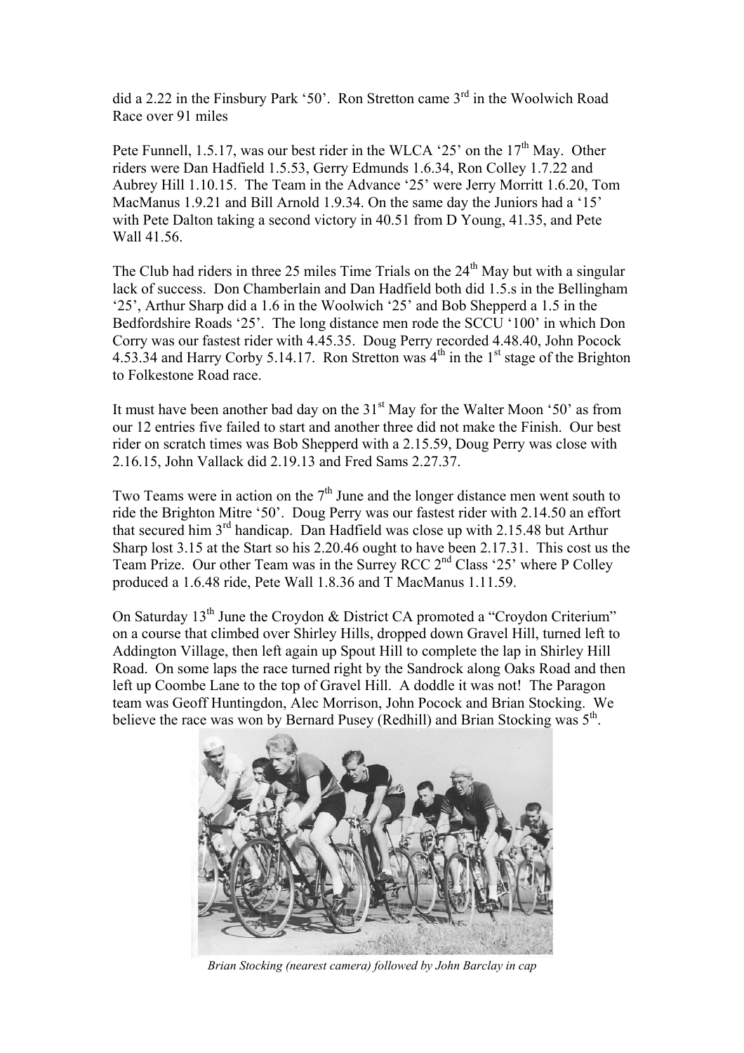did a 2.22 in the Finsbury Park '50'. Ron Stretton came 3rd in the Woolwich Road Race over 91 miles

Pete Funnell, 1.5.17, was our best rider in the WLCA '25' on the 17th May. Other riders were Dan Hadfield 1.5.53, Gerry Edmunds 1.6.34, Ron Colley 1.7.22 and Aubrey Hill 1.10.15. The Team in the Advance '25' were Jerry Morritt 1.6.20, Tom MacManus 1.9.21 and Bill Arnold 1.9.34. On the same day the Juniors had a '15' with Pete Dalton taking a second victory in 40.51 from D Young, 41.35, and Pete Wall 41.56.

The Club had riders in three 25 miles Time Trials on the 24th May but with a singular lack of success. Don Chamberlain and Dan Hadfield both did 1.5.s in the Bellingham '25', Arthur Sharp did a 1.6 in the Woolwich '25' and Bob Shepperd a 1.5 in the Bedfordshire Roads '25'. The long distance men rode the SCCU '100' in which Don Corry was our fastest rider with 4.45.35. Doug Perry recorded 4.48.40, John Pocock 4.53.34 and Harry Corby 5.14.17. Ron Stretton was 4th in the 1st stage of the Brighton to Folkestone Road race.

It must have been another bad day on the 31st May for the Walter Moon '50' as from our 12 entries five failed to start and another three did not make the Finish. Our best rider on scratch times was Bob Shepperd with a 2.15.59, Doug Perry was close with 2.16.15, John Vallack did 2.19.13 and Fred Sams 2.27.37.

Two Teams were in action on the 7th June and the longer distance men went south to ride the Brighton Mitre '50'. Doug Perry was our fastest rider with 2.14.50 an effort that secured him 3rd handicap. Dan Hadfield was close up with 2.15.48 but Arthur Sharp lost 3.15 at the Start so his 2.20.46 ought to have been 2.17.31. This cost us the Team Prize. Our other Team was in the Surrey RCC 2nd Class '25' where P Colley produced a 1.6.48 ride, Pete Wall 1.8.36 and T MacManus 1.11.59.

On Saturday 13th June the Croydon & District CA promoted a "Croydon Criterium" on a course that climbed over Shirley Hills, dropped down Gravel Hill, turned left to Addington Village, then left again up Spout Hill to complete the lap in Shirley Hill Road. On some laps the race turned right by the Sandrock along Oaks Road and then left up Coombe Lane to the top of Gravel Hill. A doddle it was not! The Paragon team was Geoff Huntingdon, Alec Morrison, John Pocock and Brian Stocking. We believe the race was won by Bernard Pusey (Redhill) and Brian Stocking was 5th.

*Brian Stocking (nearest camera) followed by John Barclay in cap*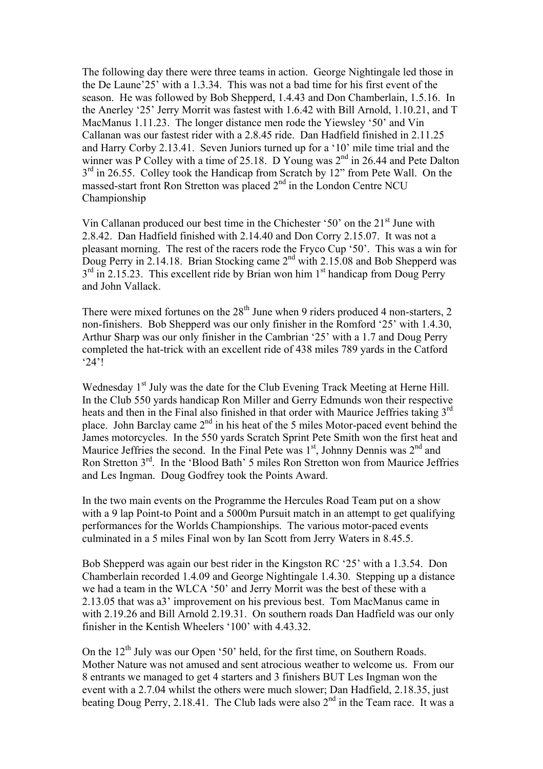The following day there were three teams in action. George Nightingale led those in the De Laune'25' with a 1.3.34. This was not a bad time for his first event of the season. He was followed by Bob Shepperd, 1.4.43 and Don Chamberlain, 1.5.16. In the Anerley '25' Jerry Morrit was fastest with 1.6.42 with Bill Arnold, 1.10.21, and T MacManus 1.11.23. The longer distance men rode the Yiewsley '50' and Vin Callanan was our fastest rider with a 2.8.45 ride. Dan Hadfield finished in 2.11.25 and Harry Corby 2.13.41. Seven Juniors turned up for a '10' mile time trial and the winner was P Colley with a time of 25.18. D Young was 2nd in 26.44 and Pete Dalton 3rd in 26.55. Colley took the Handicap from Scratch by 12" from Pete Wall. On the massed-start front Ron Stretton was placed 2nd in the London Centre NCU Championship

Vin Callanan produced our best time in the Chichester '50' on the 21st June with 2.8.42. Dan Hadfield finished with 2.14.40 and Don Corry 2.15.07. It was not a pleasant morning. The rest of the racers rode the Fryco Cup '50'. This was a win for Doug Perry in 2.14.18. Brian Stocking came 2nd with 2.15.08 and Bob Shepperd was 3rd in 2.15.23. This excellent ride by Brian won him 1st handicap from Doug Perry and John Vallack.

There were mixed fortunes on the 28th June when 9 riders produced 4 non-starters, 2 non-finishers. Bob Shepperd was our only finisher in the Romford '25' with 1.4.30, Arthur Sharp was our only finisher in the Cambrian '25' with a 1.7 and Doug Perry completed the hat-trick with an excellent ride of 438 miles 789 yards in the Catford '24'!

Wednesday 1st July was the date for the Club Evening Track Meeting at Herne Hill. In the Club 550 yards handicap Ron Miller and Gerry Edmunds won their respective heats and then in the Final also finished in that order with Maurice Jeffries taking 3rd place. John Barclay came 2nd in his heat of the 5 miles Motor-paced event behind the James motorcycles. In the 550 yards Scratch Sprint Pete Smith won the first heat and Maurice Jeffries the second. In the Final Pete was 1st, Johnny Dennis was 2nd and Ron Stretton 3rd. In the 'Blood Bath' 5 miles Ron Stretton won from Maurice Jeffries and Les Ingman. Doug Godfrey took the Points Award.

In the two main events on the Programme the Hercules Road Team put on a show with a 9 lap Point-to Point and a 5000m Pursuit match in an attempt to get qualifying performances for the Worlds Championships. The various motor-paced events culminated in a 5 miles Final won by Ian Scott from Jerry Waters in 8.45.5.

Bob Shepperd was again our best rider in the Kingston RC '25' with a 1.3.54. Don Chamberlain recorded 1.4.09 and George Nightingale 1.4.30. Stepping up a distance we had a team in the WLCA '50' and Jerry Morrit was the best of these with a 2.13.05 that was a3' improvement on his previous best. Tom MacManus came in with 2.19.26 and Bill Arnold 2.19.31. On southern roads Dan Hadfield was our only finisher in the Kentish Wheelers '100' with 4.43.32.

On the 12th July was our Open '50' held, for the first time, on Southern Roads. Mother Nature was not amused and sent atrocious weather to welcome us. From our 8 entrants we managed to get 4 starters and 3 finishers BUT Les Ingman won the event with a 2.7.04 whilst the others were much slower; Dan Hadfield, 2.18.35, just beating Doug Perry, 2.18.41. The Club lads were also 2nd in the Team race. It was a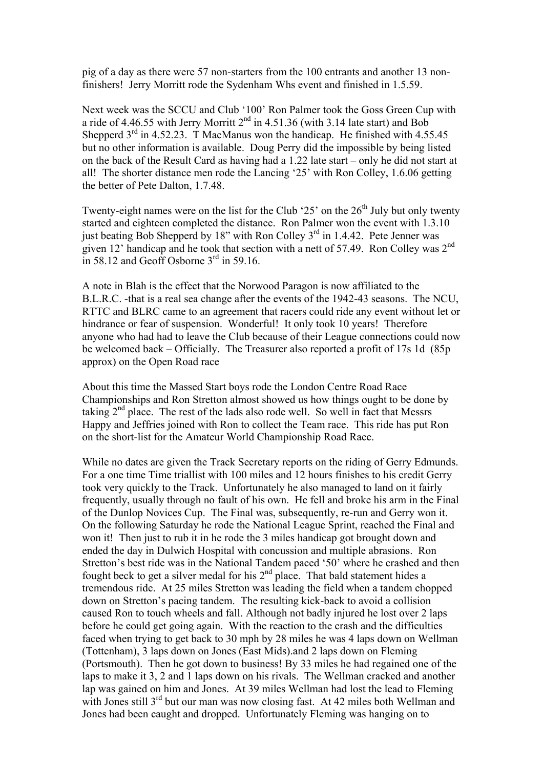pig of a day as there were 57 non-starters from the 100 entrants and another 13 non-finishers! Jerry Morritt rode the Sydenham Whs event and finished in 1.5.59.

Next week was the SCCU and Club '100' Ron Palmer took the Goss Green Cup with a ride of 4.46.55 with Jerry Morritt 2nd in 4.51.36 (with 3.14 late start) and Bob Shepperd 3rd in 4.52.23. T MacManus won the handicap. He finished with 4.55.45 but no other information is available. Doug Perry did the impossible by being listed on the back of the Result Card as having had a 1.22 late start – only he did not start at all! The shorter distance men rode the Lancing '25' with Ron Colley, 1.6.06 getting the better of Pete Dalton, 1.7.48.

Twenty-eight names were on the list for the Club '25' on the 26th July but only twenty started and eighteen completed the distance. Ron Palmer won the event with 1.3.10 just beating Bob Shepperd by 18" with Ron Colley 3rd in 1.4.42. Pete Jenner was given 12' handicap and he took that section with a nett of 57.49. Ron Colley was 2nd in 58.12 and Geoff Osborne 3rd in 59.16.

A note in Blah is the effect that the Norwood Paragon is now affiliated to the B.L.R.C. -that is a real sea change after the events of the 1942-43 seasons. The NCU, RTTC and BLRC came to an agreement that racers could ride any event without let or hindrance or fear of suspension. Wonderful! It only took 10 years! Therefore anyone who had had to leave the Club because of their League connections could now be welcomed back – Officially. The Treasurer also reported a profit of 17s 1d (85p approx) on the Open Road race

About this time the Massed Start boys rode the London Centre Road Race Championships and Ron Stretton almost showed us how things ought to be done by taking 2nd place. The rest of the lads also rode well. So well in fact that Messrs Happy and Jeffries joined with Ron to collect the Team race. This ride has put Ron on the short-list for the Amateur World Championship Road Race.

While no dates are given the Track Secretary reports on the riding of Gerry Edmunds. For a one time Time triallist with 100 miles and 12 hours finishes to his credit Gerry took very quickly to the Track. Unfortunately he also managed to land on it fairly frequently, usually through no fault of his own. He fell and broke his arm in the Final of the Dunlop Novices Cup. The Final was, subsequently, re-run and Gerry won it. On the following Saturday he rode the National League Sprint, reached the Final and won it! Then just to rub it in he rode the 3 miles handicap got brought down and ended the day in Dulwich Hospital with concussion and multiple abrasions. Ron Stretton's best ride was in the National Tandem paced '50' where he crashed and then fought beck to get a silver medal for his 2nd place. That bald statement hides a tremendous ride. At 25 miles Stretton was leading the field when a tandem chopped down on Stretton's pacing tandem. The resulting kick-back to avoid a collision caused Ron to touch wheels and fall. Although not badly injured he lost over 2 laps before he could get going again. With the reaction to the crash and the difficulties faced when trying to get back to 30 mph by 28 miles he was 4 laps down on Wellman (Tottenham), 3 laps down on Jones (East Mids).and 2 laps down on Fleming (Portsmouth). Then he got down to business! By 33 miles he had regained one of the laps to make it 3, 2 and 1 laps down on his rivals. The Wellman cracked and another lap was gained on him and Jones. At 39 miles Wellman had lost the lead to Fleming with Jones still 3rd but our man was now closing fast. At 42 miles both Wellman and Jones had been caught and dropped. Unfortunately Fleming was hanging on to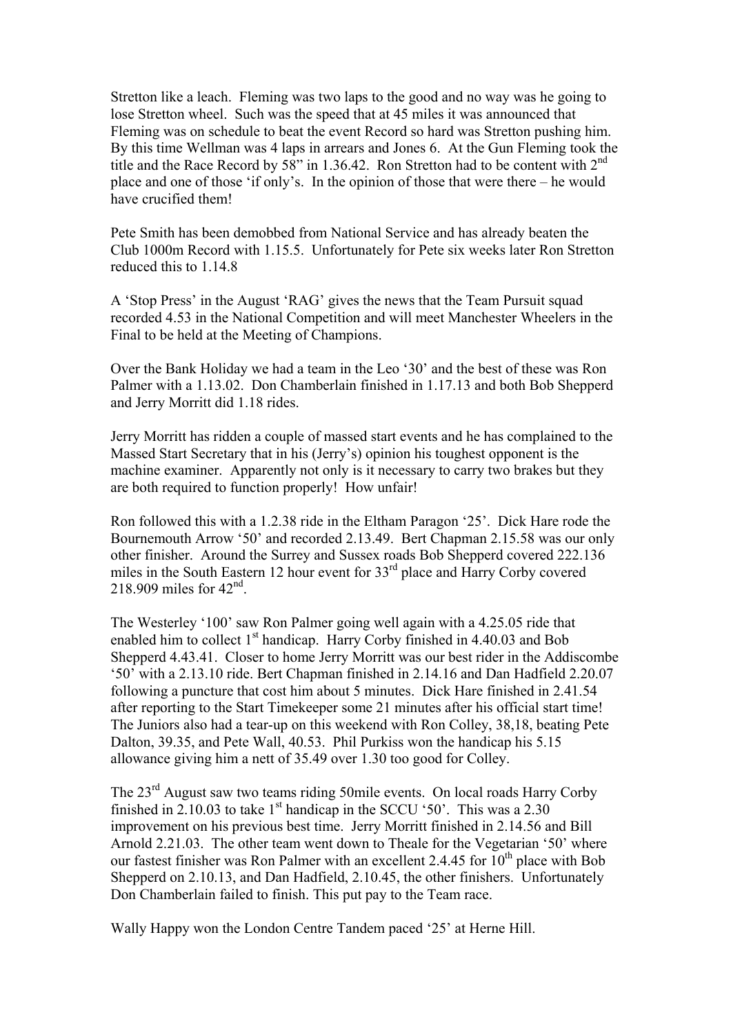Stretton like a leach. Fleming was two laps to the good and no way was he going to lose Stretton wheel. Such was the speed that at 45 miles it was announced that Fleming was on schedule to beat the event Record so hard was Stretton pushing him. By this time Wellman was 4 laps in arrears and Jones 6. At the Gun Fleming took the title and the Race Record by 58" in 1.36.42. Ron Stretton had to be content with 2nd place and one of those 'if only's. In the opinion of those that were there – he would have crucified them!

Pete Smith has been demobbed from National Service and has already beaten the Club 1000m Record with 1.15.5. Unfortunately for Pete six weeks later Ron Stretton reduced this to 1.14.8

A 'Stop Press' in the August 'RAG' gives the news that the Team Pursuit squad recorded 4.53 in the National Competition and will meet Manchester Wheelers in the Final to be held at the Meeting of Champions.

Over the Bank Holiday we had a team in the Leo '30' and the best of these was Ron Palmer with a 1.13.02. Don Chamberlain finished in 1.17.13 and both Bob Shepperd and Jerry Morritt did 1.18 rides.

Jerry Morritt has ridden a couple of massed start events and he has complained to the Massed Start Secretary that in his (Jerry's) opinion his toughest opponent is the machine examiner. Apparently not only is it necessary to carry two brakes but they are both required to function properly! How unfair!

Ron followed this with a 1.2.38 ride in the Eltham Paragon '25'. Dick Hare rode the Bournemouth Arrow '50' and recorded 2.13.49. Bert Chapman 2.15.58 was our only other finisher. Around the Surrey and Sussex roads Bob Shepperd covered 222.136 miles in the South Eastern 12 hour event for 33rd place and Harry Corby covered 218.909 miles for 42nd.

The Westerley '100' saw Ron Palmer going well again with a 4.25.05 ride that enabled him to collect 1st handicap. Harry Corby finished in 4.40.03 and Bob Shepperd 4.43.41. Closer to home Jerry Morritt was our best rider in the Addiscombe '50' with a 2.13.10 ride. Bert Chapman finished in 2.14.16 and Dan Hadfield 2.20.07 following a puncture that cost him about 5 minutes. Dick Hare finished in 2.41.54 after reporting to the Start Timekeeper some 21 minutes after his official start time! The Juniors also had a tear-up on this weekend with Ron Colley, 38,18, beating Pete Dalton, 39.35, and Pete Wall, 40.53. Phil Purkiss won the handicap his 5.15 allowance giving him a nett of 35.49 over 1.30 too good for Colley.

The 23rd August saw two teams riding 50mile events. On local roads Harry Corby finished in 2.10.03 to take 1st handicap in the SCCU '50'. This was a 2.30 improvement on his previous best time. Jerry Morritt finished in 2.14.56 and Bill Arnold 2.21.03. The other team went down to Theale for the Vegetarian '50' where our fastest finisher was Ron Palmer with an excellent 2.4.45 for 10th place with Bob Shepperd on 2.10.13, and Dan Hadfield, 2.10.45, the other finishers. Unfortunately Don Chamberlain failed to finish. This put pay to the Team race.

Wally Happy won the London Centre Tandem paced '25' at Herne Hill.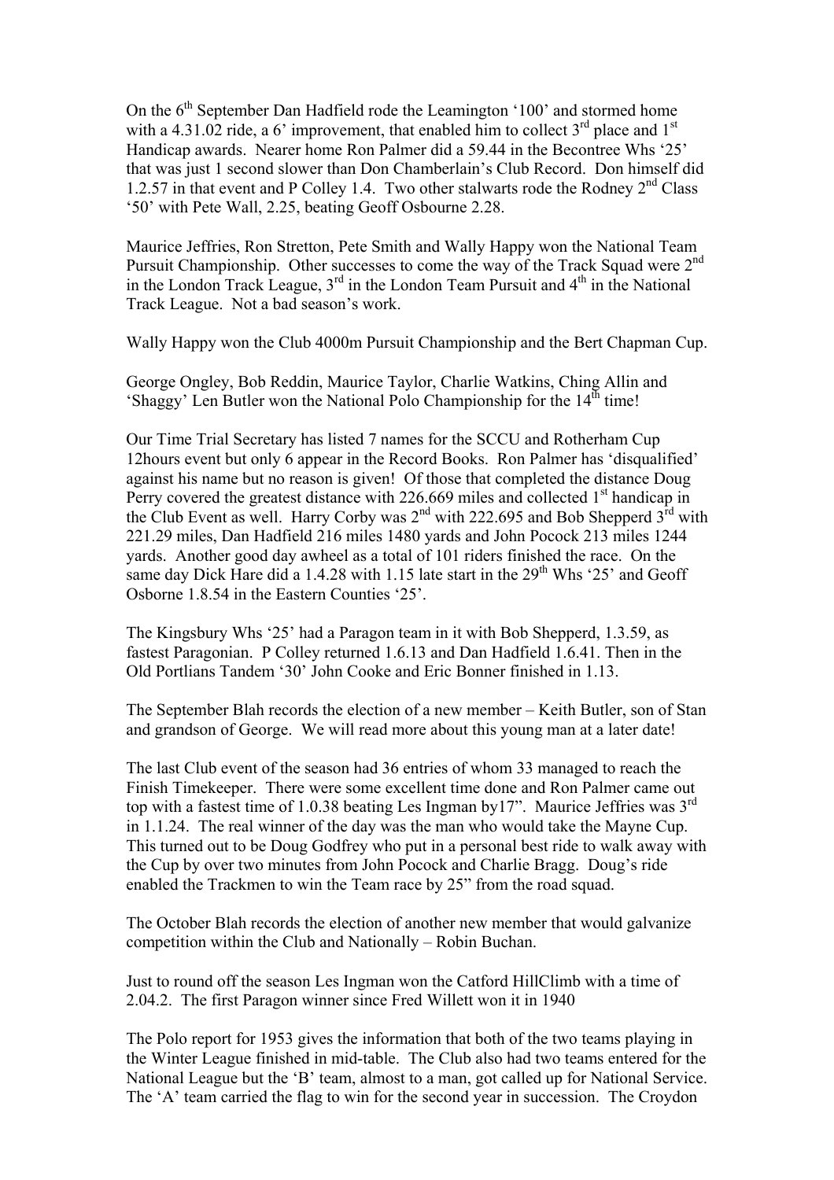On the 6th September Dan Hadfield rode the Leamington '100' and stormed home with a 4.31.02 ride, a 6' improvement, that enabled him to collect 3rd place and 1st Handicap awards. Nearer home Ron Palmer did a 59.44 in the Becontree Whs '25' that was just 1 second slower than Don Chamberlain's Club Record. Don himself did 1.2.57 in that event and P Colley 1.4. Two other stalwarts rode the Rodney 2nd Class '50' with Pete Wall, 2.25, beating Geoff Osbourne 2.28.

Maurice Jeffries, Ron Stretton, Pete Smith and Wally Happy won the National Team Pursuit Championship. Other successes to come the way of the Track Squad were 2nd in the London Track League, 3rd in the London Team Pursuit and 4th in the National Track League. Not a bad season's work.

Wally Happy won the Club 4000m Pursuit Championship and the Bert Chapman Cup.

George Ongley, Bob Reddin, Maurice Taylor, Charlie Watkins, Ching Allin and 'Shaggy' Len Butler won the National Polo Championship for the 14th time!

Our Time Trial Secretary has listed 7 names for the SCCU and Rotherham Cup 12hours event but only 6 appear in the Record Books. Ron Palmer has 'disqualified' against his name but no reason is given! Of those that completed the distance Doug Perry covered the greatest distance with 226.669 miles and collected 1st handicap in the Club Event as well. Harry Corby was 2nd with 222.695 and Bob Shepperd 3rd with 221.29 miles, Dan Hadfield 216 miles 1480 yards and John Pocock 213 miles 1244 yards. Another good day awheel as a total of 101 riders finished the race. On the same day Dick Hare did a 1.4.28 with 1.15 late start in the 29th Whs '25' and Geoff Osborne 1.8.54 in the Eastern Counties '25'.

The Kingsbury Whs '25' had a Paragon team in it with Bob Shepperd, 1.3.59, as fastest Paragonian. P Colley returned 1.6.13 and Dan Hadfield 1.6.41. Then in the Old Portlians Tandem '30' John Cooke and Eric Bonner finished in 1.13.

The September Blah records the election of a new member – Keith Butler, son of Stan and grandson of George. We will read more about this young man at a later date!

The last Club event of the season had 36 entries of whom 33 managed to reach the Finish Timekeeper. There were some excellent time done and Ron Palmer came out top with a fastest time of 1.0.38 beating Les Ingman by17". Maurice Jeffries was 3rd in 1.1.24. The real winner of the day was the man who would take the Mayne Cup. This turned out to be Doug Godfrey who put in a personal best ride to walk away with the Cup by over two minutes from John Pocock and Charlie Bragg. Doug's ride enabled the Trackmen to win the Team race by 25" from the road squad.

The October Blah records the election of another new member that would galvanize competition within the Club and Nationally – Robin Buchan.

Just to round off the season Les Ingman won the Catford HillClimb with a time of 2.04.2. The first Paragon winner since Fred Willett won it in 1940

The Polo report for 1953 gives the information that both of the two teams playing in the Winter League finished in mid-table. The Club also had two teams entered for the National League but the 'B' team, almost to a man, got called up for National Service. The 'A' team carried the flag to win for the second year in succession. The Croydon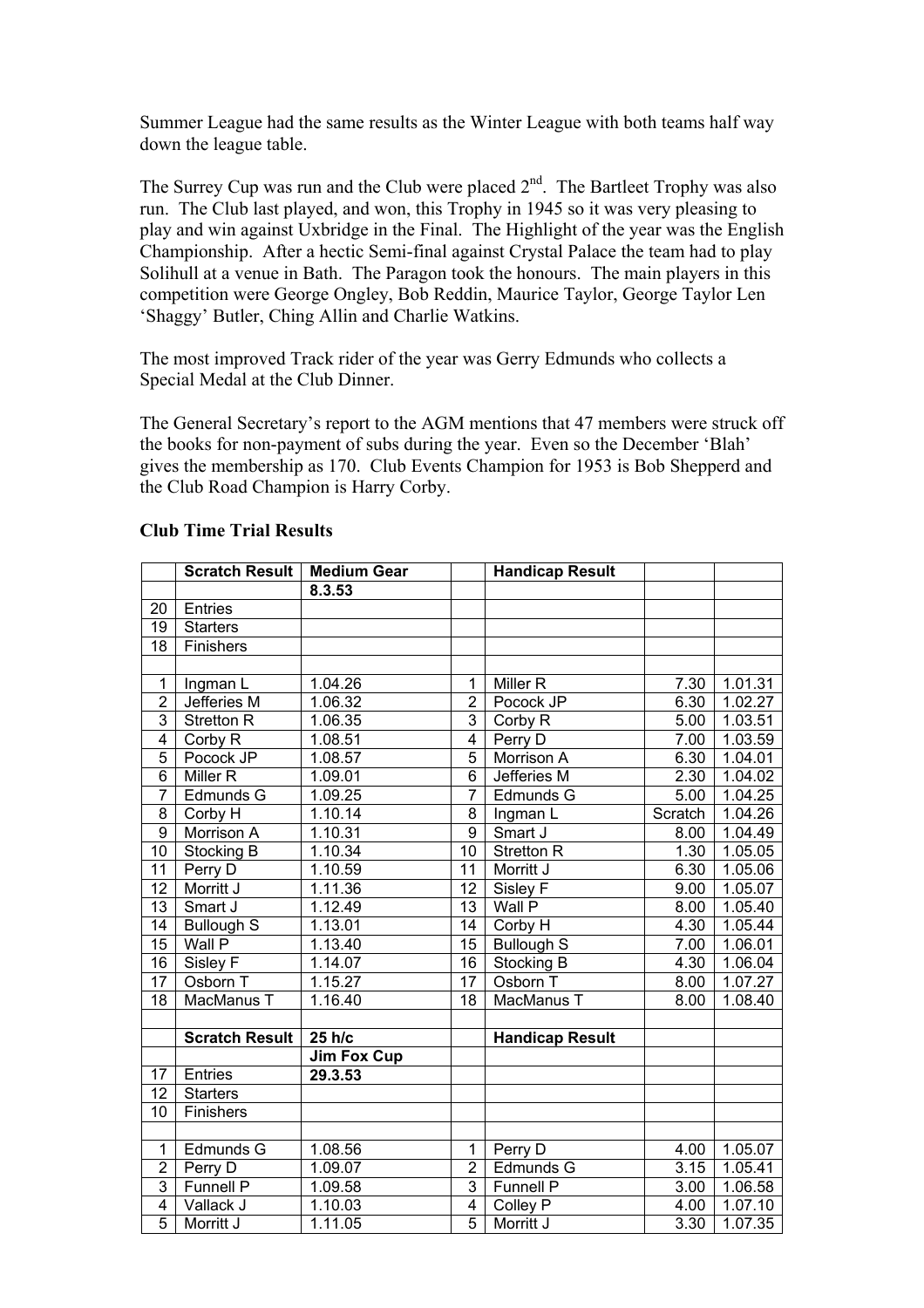Summer League had the same results as the Winter League with both teams half way down the league table.

The Surrey Cup was run and the Club were placed 2[nd]. The Bartleet Trophy was also run. The Club last played, and won, this Trophy in 1945 so it was very pleasing to play and win against Uxbridge in the Final. The Highlight of the year was the English Championship. After a hectic Semi-final against Crystal Palace the team had to play Solihull at a venue in Bath. The Paragon took the honours. The main players in this competition were George Ongley, Bob Reddin, Maurice Taylor, George Taylor Len 'Shaggy' Butler, Ching Allin and Charlie Watkins.

The most improved Track rider of the year was Gerry Edmunds who collects a Special Medal at the Club Dinner.

The General Secretary's report to the AGM mentions that 47 members were struck off the books for non-payment of subs during the year. Even so the December 'Blah' gives the membership as 170. Club Events Champion for 1953 is Bob Shepperd and the Club Road Champion is Harry Corby.

**Club Time Trial Results**

| | Scratch Result | Medium Gear | | Handicap Result | | |
|---|---|---|---|---|---|---|
| | | 8.3.53 | | | | |
| 20 | Entries | | | | | |
| 19 | Starters | | | | | |
| 18 | Finishers | | | | | |
| | | | | | | |
| 1 | Ingman L | 1.04.26 | 1 | Miller R | 7.30 | 1.01.31 |
| 2 | Jefferies M | 1.06.32 | 2 | Pocock JP | 6.30 | 1.02.27 |
| 3 | Stretton R | 1.06.35 | 3 | Corby R | 5.00 | 1.03.51 |
| 4 | Corby R | 1.08.51 | 4 | Perry D | 7.00 | 1.03.59 |
| 5 | Pocock JP | 1.08.57 | 5 | Morrison A | 6.30 | 1.04.01 |
| 6 | Miller R | 1.09.01 | 6 | Jefferies M | 2.30 | 1.04.02 |
| 7 | Edmunds G | 1.09.25 | 7 | Edmunds G | 5.00 | 1.04.25 |
| 8 | Corby H | 1.10.14 | 8 | Ingman L | Scratch | 1.04.26 |
| 9 | Morrison A | 1.10.31 | 9 | Smart J | 8.00 | 1.04.49 |
| 10 | Stocking B | 1.10.34 | 10 | Stretton R | 1.30 | 1.05.05 |
| 11 | Perry D | 1.10.59 | 11 | Morritt J | 6.30 | 1.05.06 |
| 12 | Morritt J | 1.11.36 | 12 | Sisley F | 9.00 | 1.05.07 |
| 13 | Smart J | 1.12.49 | 13 | Wall P | 8.00 | 1.05.40 |
| 14 | Bullough S | 1.13.01 | 14 | Corby H | 4.30 | 1.05.44 |
| 15 | Wall P | 1.13.40 | 15 | Bullough S | 7.00 | 1.06.01 |
| 16 | Sisley F | 1.14.07 | 16 | Stocking B | 4.30 | 1.06.04 |
| 17 | Osborn T | 1.15.27 | 17 | Osborn T | 8.00 | 1.07.27 |
| 18 | MacManus T | 1.16.40 | 18 | MacManus T | 8.00 | 1.08.40 |
| | | | | | | |
| | Scratch Result | 25 h/c | | Handicap Result | | |
| | | Jim Fox Cup | | | | |
| 17 | Entries | 29.3.53 | | | | |
| 12 | Starters | | | | | |
| 10 | Finishers | | | | | |
| | | | | | | |
| 1 | Edmunds G | 1.08.56 | 1 | Perry D | 4.00 | 1.05.07 |
| 2 | Perry D | 1.09.07 | 2 | Edmunds G | 3.15 | 1.05.41 |
| 3 | Funnell P | 1.09.58 | 3 | Funnell P | 3.00 | 1.06.58 |
| 4 | Vallack J | 1.10.03 | 4 | Colley P | 4.00 | 1.07.10 |
| 5 | Morritt J | 1.11.05 | 5 | Morritt J | 3.30 | 1.07.35 |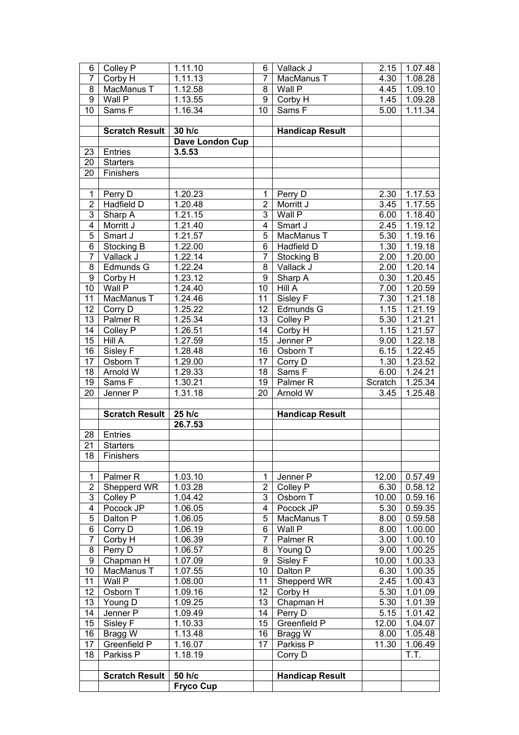| | | | | | | |
|---|---|---|---|---|---|---|
| 6 | Colley P | 1.11.10 | 6 | Vallack J | 2.15 | 1.07.48 |
| 7 | Corby H | 1.11.13 | 7 | MacManus T | 4.30 | 1.08.28 |
| 8 | MacManus T | 1.12.58 | 8 | Wall P | 4.45 | 1.09.10 |
| 9 | Wall P | 1.13.55 | 9 | Corby H | 1.45 | 1.09.28 |
| 10 | Sams F | 1.16.34 | 10 | Sams F | 5.00 | 1.11.34 |
| | | | | | | |
| | **Scratch Result** | **30 h/c** | | **Handicap Result** | | |
| | | **Dave London Cup** | | | | |
| 23 | Entries | **3.5.53** | | | | |
| 20 | Starters | | | | | |
| 20 | Finishers | | | | | |
| | | | | | | |
| 1 | Perry D | 1.20.23 | 1 | Perry D | 2.30 | 1.17.53 |
| 2 | Hadfield D | 1.20.48 | 2 | Morritt J | 3.45 | 1.17.55 |
| 3 | Sharp A | 1.21.15 | 3 | Wall P | 6.00 | 1.18.40 |
| 4 | Morritt J | 1.21.40 | 4 | Smart J | 2.45 | 1.19.12 |
| 5 | Smart J | 1.21.57 | 5 | MacManus T | 5.30 | 1.19.16 |
| 6 | Stocking B | 1.22.00 | 6 | Hadfield D | 1.30 | 1.19.18 |
| 7 | Vallack J | 1.22.14 | 7 | Stocking B | 2.00 | 1.20.00 |
| 8 | Edmunds G | 1.22.24 | 8 | Vallack J | 2.00 | 1.20.14 |
| 9 | Corby H | 1.23.12 | 9 | Sharp A | 0.30 | 1.20.45 |
| 10 | Wall P | 1.24.40 | 10 | Hill A | 7.00 | 1.20.59 |
| 11 | MacManus T | 1.24.46 | 11 | Sisley F | 7.30 | 1.21.18 |
| 12 | Corry D | 1.25.22 | 12 | Edmunds G | 1.15 | 1.21.19 |
| 13 | Palmer R | 1.25.34 | 13 | Colley P | 5.30 | 1.21.21 |
| 14 | Colley P | 1.26.51 | 14 | Corby H | 1.15 | 1.21.57 |
| 15 | Hill A | 1.27.59 | 15 | Jenner P | 9.00 | 1.22.18 |
| 16 | Sisley F | 1.28.48 | 16 | Osborn T | 6.15 | 1.22.45 |
| 17 | Osborn T | 1.29.00 | 17 | Corry D | 1.30 | 1.23.52 |
| 18 | Arnold W | 1.29.33 | 18 | Sams F | 6.00 | 1.24.21 |
| 19 | Sams F | 1.30.21 | 19 | Palmer R | Scratch | 1.25.34 |
| 20 | Jenner P | 1.31.18 | 20 | Arnold W | 3.45 | 1.25.48 |
| | | | | | | |
| | **Scratch Result** | **25 h/c** | | **Handicap Result** | | |
| | | **26.7.53** | | | | |
| 28 | Entries | | | | | |
| 21 | Starters | | | | | |
| 18 | Finishers | | | | | |
| | | | | | | |
| 1 | Palmer R | 1.03.10 | 1 | Jenner P | 12.00 | 0.57.49 |
| 2 | Shepperd WR | 1.03.28 | 2 | Colley P | 6.30 | 0.58.12 |
| 3 | Colley P | 1.04.42 | 3 | Osborn T | 10.00 | 0.59.16 |
| 4 | Pocock JP | 1.06.05 | 4 | Pocock JP | 5.30 | 0.59.35 |
| 5 | Dalton P | 1.06.05 | 5 | MacManus T | 8.00 | 0.59.58 |
| 6 | Corry D | 1.06.19 | 6 | Wall P | 8.00 | 1.00.00 |
| 7 | Corby H | 1.06.39 | 7 | Palmer R | 3.00 | 1.00.10 |
| 8 | Perry D | 1.06.57 | 8 | Young D | 9.00 | 1.00.25 |
| 9 | Chapman H | 1.07.09 | 9 | Sisley F | 10.00 | 1.00.33 |
| 10 | MacManus T | 1.07.55 | 10 | Dalton P | 6.30 | 1.00.35 |
| 11 | Wall P | 1.08.00 | 11 | Shepperd WR | 2.45 | 1.00.43 |
| 12 | Osborn T | 1.09.16 | 12 | Corby H | 5.30 | 1.01.09 |
| 13 | Young D | 1.09.25 | 13 | Chapman H | 5.30 | 1.01.39 |
| 14 | Jenner P | 1.09.49 | 14 | Perry D | 5.15 | 1.01.42 |
| 15 | Sisley F | 1.10.33 | 15 | Greenfield P | 12.00 | 1.04.07 |
| 16 | Bragg W | 1.13.48 | 16 | Bragg W | 8.00 | 1.05.48 |
| 17 | Greenfield P | 1.16.07 | 17 | Parkiss P | 11.30 | 1.06.49 |
| 18 | Parkiss P | 1.18.19 | | Corry D | | T.T. |
| | | | | | | |
| | **Scratch Result** | **50 h/c** | | **Handicap Result** | | |
| | | **Fryco Cup** | | | | |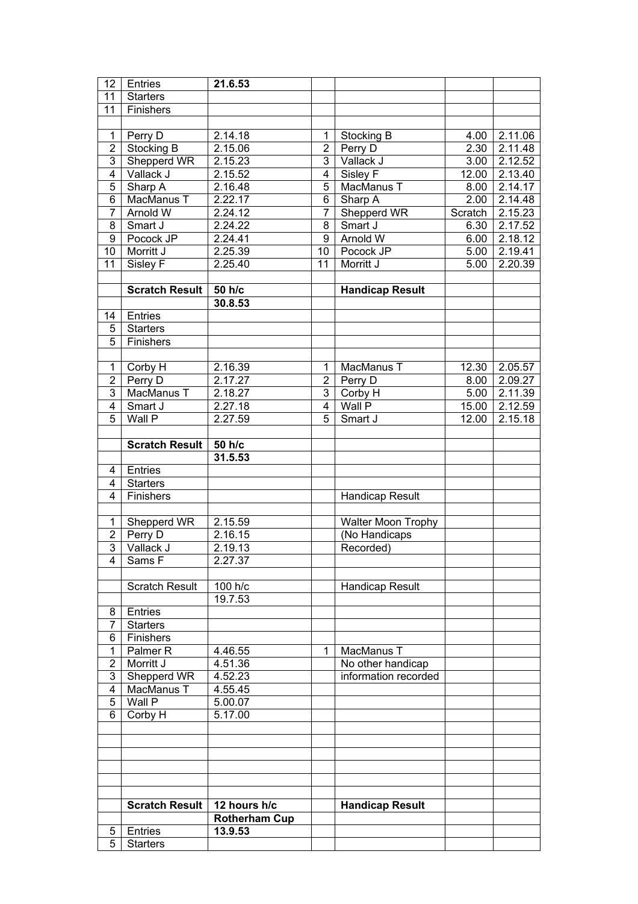| | | | | | | |
|---|---|---|---|---|---|---|
| 12 | Entries | **21.6.53** | | | | |
| 11 | Starters | | | | | |
| 11 | Finishers | | | | | |
| | | | | | | |
| 1 | Perry D | 2.14.18 | 1 | Stocking B | 4.00 | 2.11.06 |
| 2 | Stocking B | 2.15.06 | 2 | Perry D | 2.30 | 2.11.48 |
| 3 | Shepperd WR | 2.15.23 | 3 | Vallack J | 3.00 | 2.12.52 |
| 4 | Vallack J | 2.15.52 | 4 | Sisley F | 12.00 | 2.13.40 |
| 5 | Sharp A | 2.16.48 | 5 | MacManus T | 8.00 | 2.14.17 |
| 6 | MacManus T | 2.22.17 | 6 | Sharp A | 2.00 | 2.14.48 |
| 7 | Arnold W | 2.24.12 | 7 | Shepperd WR | Scratch | 2.15.23 |
| 8 | Smart J | 2.24.22 | 8 | Smart J | 6.30 | 2.17.52 |
| 9 | Pocock JP | 2.24.41 | 9 | Arnold W | 6.00 | 2.18.12 |
| 10 | Morritt J | 2.25.39 | 10 | Pocock JP | 5.00 | 2.19.41 |
| 11 | Sisley F | 2.25.40 | 11 | Morritt J | 5.00 | 2.20.39 |
| | | | | | | |
| | **Scratch Result** | **50 h/c** | | **Handicap Result** | | |
| | | **30.8.53** | | | | |
| 14 | Entries | | | | | |
| 5 | Starters | | | | | |
| 5 | Finishers | | | | | |
| | | | | | | |
| 1 | Corby H | 2.16.39 | 1 | MacManus T | 12.30 | 2.05.57 |
| 2 | Perry D | 2.17.27 | 2 | Perry D | 8.00 | 2.09.27 |
| 3 | MacManus T | 2.18.27 | 3 | Corby H | 5.00 | 2.11.39 |
| 4 | Smart J | 2.27.18 | 4 | Wall P | 15.00 | 2.12.59 |
| 5 | Wall P | 2.27.59 | 5 | Smart J | 12.00 | 2.15.18 |
| | | | | | | |
| | **Scratch Result** | **50 h/c** | | | | |
| | | **31.5.53** | | | | |
| 4 | Entries | | | | | |
| 4 | Starters | | | | | |
| 4 | Finishers | | | Handicap Result | | |
| | | | | | | |
| 1 | Shepperd WR | 2.15.59 | | Walter Moon Trophy | | |
| 2 | Perry D | 2.16.15 | | (No Handicaps | | |
| 3 | Vallack J | 2.19.13 | | Recorded) | | |
| 4 | Sams F | 2.27.37 | | | | |
| | | | | | | |
| | Scratch Result | 100 h/c | | Handicap Result | | |
| | | 19.7.53 | | | | |
| 8 | Entries | | | | | |
| 7 | Starters | | | | | |
| 6 | Finishers | | | | | |
| 1 | Palmer R | 4.46.55 | 1 | MacManus T | | |
| 2 | Morritt J | 4.51.36 | | No other handicap | | |
| 3 | Shepperd WR | 4.52.23 | | information recorded | | |
| 4 | MacManus T | 4.55.45 | | | | |
| 5 | Wall P | 5.00.07 | | | | |
| 6 | Corby H | 5.17.00 | | | | |
| | | | | | | |
| | | | | | | |
| | | | | | | |
| | | | | | | |
| | | | | | | |
| | | | | | | |
| | **Scratch Result** | **12 hours h/c** | | **Handicap Result** | | |
| | | **Rotherham Cup** | | | | |
| 5 | Entries | **13.9.53** | | | | |
| 5 | Starters | | | | | |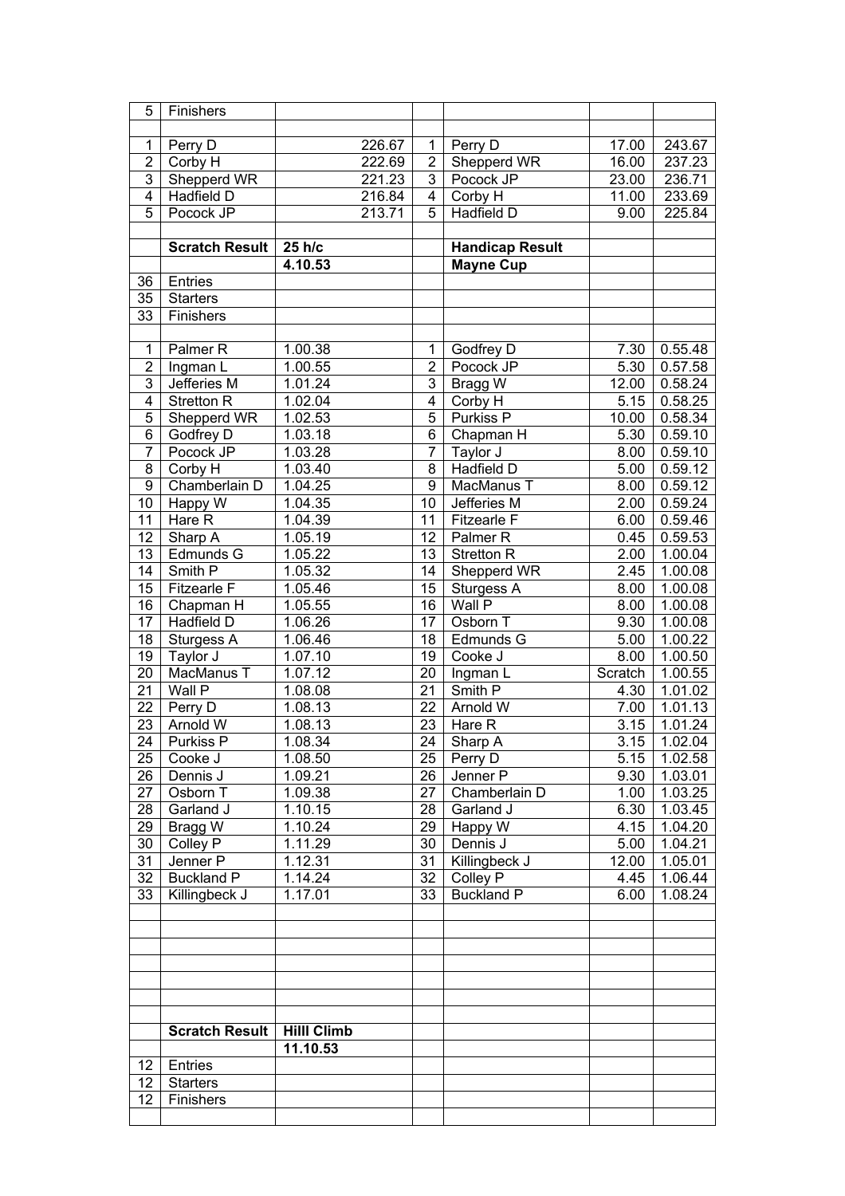| 5 | Finishers | | | | | |
|---|---|---|---|---|---|---|
| | | | | | | |
| 1 | Perry D | 226.67 | 1 | Perry D | 17.00 | 243.67 |
| 2 | Corby H | 222.69 | 2 | Shepperd WR | 16.00 | 237.23 |
| 3 | Shepperd WR | 221.23 | 3 | Pocock JP | 23.00 | 236.71 |
| 4 | Hadfield D | 216.84 | 4 | Corby H | 11.00 | 233.69 |
| 5 | Pocock JP | 213.71 | 5 | Hadfield D | 9.00 | 225.84 |
| | | | | | | |
| | **Scratch Result** | **25 h/c** | | **Handicap Result** | | |
| | | **4.10.53** | | **Mayne Cup** | | |
| 36 | Entries | | | | | |
| 35 | Starters | | | | | |
| 33 | Finishers | | | | | |
| | | | | | | |
| 1 | Palmer R | 1.00.38 | 1 | Godfrey D | 7.30 | 0.55.48 |
| 2 | Ingman L | 1.00.55 | 2 | Pocock JP | 5.30 | 0.57.58 |
| 3 | Jefferies M | 1.01.24 | 3 | Bragg W | 12.00 | 0.58.24 |
| 4 | Stretton R | 1.02.04 | 4 | Corby H | 5.15 | 0.58.25 |
| 5 | Shepperd WR | 1.02.53 | 5 | Purkiss P | 10.00 | 0.58.34 |
| 6 | Godfrey D | 1.03.18 | 6 | Chapman H | 5.30 | 0.59.10 |
| 7 | Pocock JP | 1.03.28 | 7 | Taylor J | 8.00 | 0.59.10 |
| 8 | Corby H | 1.03.40 | 8 | Hadfield D | 5.00 | 0.59.12 |
| 9 | Chamberlain D | 1.04.25 | 9 | MacManus T | 8.00 | 0.59.12 |
| 10 | Happy W | 1.04.35 | 10 | Jefferies M | 2.00 | 0.59.24 |
| 11 | Hare R | 1.04.39 | 11 | Fitzearle F | 6.00 | 0.59.46 |
| 12 | Sharp A | 1.05.19 | 12 | Palmer R | 0.45 | 0.59.53 |
| 13 | Edmunds G | 1.05.22 | 13 | Stretton R | 2.00 | 1.00.04 |
| 14 | Smith P | 1.05.32 | 14 | Shepperd WR | 2.45 | 1.00.08 |
| 15 | Fitzearle F | 1.05.46 | 15 | Sturgess A | 8.00 | 1.00.08 |
| 16 | Chapman H | 1.05.55 | 16 | Wall P | 8.00 | 1.00.08 |
| 17 | Hadfield D | 1.06.26 | 17 | Osborn T | 9.30 | 1.00.08 |
| 18 | Sturgess A | 1.06.46 | 18 | Edmunds G | 5.00 | 1.00.22 |
| 19 | Taylor J | 1.07.10 | 19 | Cooke J | 8.00 | 1.00.50 |
| 20 | MacManus T | 1.07.12 | 20 | Ingman L | Scratch | 1.00.55 |
| 21 | Wall P | 1.08.08 | 21 | Smith P | 4.30 | 1.01.02 |
| 22 | Perry D | 1.08.13 | 22 | Arnold W | 7.00 | 1.01.13 |
| 23 | Arnold W | 1.08.13 | 23 | Hare R | 3.15 | 1.01.24 |
| 24 | Purkiss P | 1.08.34 | 24 | Sharp A | 3.15 | 1.02.04 |
| 25 | Cooke J | 1.08.50 | 25 | Perry D | 5.15 | 1.02.58 |
| 26 | Dennis J | 1.09.21 | 26 | Jenner P | 9.30 | 1.03.01 |
| 27 | Osborn T | 1.09.38 | 27 | Chamberlain D | 1.00 | 1.03.25 |
| 28 | Garland J | 1.10.15 | 28 | Garland J | 6.30 | 1.03.45 |
| 29 | Bragg W | 1.10.24 | 29 | Happy W | 4.15 | 1.04.20 |
| 30 | Colley P | 1.11.29 | 30 | Dennis J | 5.00 | 1.04.21 |
| 31 | Jenner P | 1.12.31 | 31 | Killingbeck J | 12.00 | 1.05.01 |
| 32 | Buckland P | 1.14.24 | 32 | Colley P | 4.45 | 1.06.44 |
| 33 | Killingbeck J | 1.17.01 | 33 | Buckland P | 6.00 | 1.08.24 |
| | | | | | | |
| | **Scratch Result** | **Hilll Climb** | | | | |
| | | **11.10.53** | | | | |
| 12 | Entries | | | | | |
| 12 | Starters | | | | | |
| 12 | Finishers | | | | | |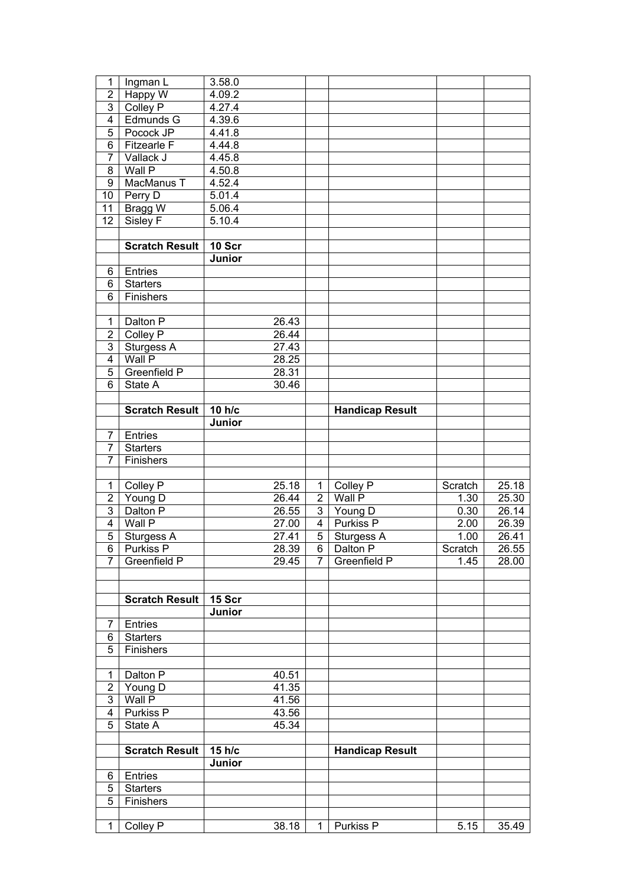| | | | | | | |
|---|---|---|---|---|---|---|
| 1 | Ingman L | 3.58.0 | | | | |
| 2 | Happy W | 4.09.2 | | | | |
| 3 | Colley P | 4.27.4 | | | | |
| 4 | Edmunds G | 4.39.6 | | | | |
| 5 | Pocock JP | 4.41.8 | | | | |
| 6 | Fitzearle F | 4.44.8 | | | | |
| 7 | Vallack J | 4.45.8 | | | | |
| 8 | Wall P | 4.50.8 | | | | |
| 9 | MacManus T | 4.52.4 | | | | |
| 10 | Perry D | 5.01.4 | | | | |
| 11 | Bragg W | 5.06.4 | | | | |
| 12 | Sisley F | 5.10.4 | | | | |
| | | | | | | |
| | **Scratch Result** | **10 Scr** | | | | |
| | | **Junior** | | | | |
| 6 | Entries | | | | | |
| 6 | Starters | | | | | |
| 6 | Finishers | | | | | |
| | | | | | | |
| 1 | Dalton P | 26.43 | | | | |
| 2 | Colley P | 26.44 | | | | |
| 3 | Sturgess A | 27.43 | | | | |
| 4 | Wall P | 28.25 | | | | |
| 5 | Greenfield P | 28.31 | | | | |
| 6 | State A | 30.46 | | | | |
| | | | | | | |
| | **Scratch Result** | **10 h/c** | | **Handicap Result** | | |
| | | **Junior** | | | | |
| 7 | Entries | | | | | |
| 7 | Starters | | | | | |
| 7 | Finishers | | | | | |
| | | | | | | |
| 1 | Colley P | 25.18 | 1 | Colley P | Scratch | 25.18 |
| 2 | Young D | 26.44 | 2 | Wall P | 1.30 | 25.30 |
| 3 | Dalton P | 26.55 | 3 | Young D | 0.30 | 26.14 |
| 4 | Wall P | 27.00 | 4 | Purkiss P | 2.00 | 26.39 |
| 5 | Sturgess A | 27.41 | 5 | Sturgess A | 1.00 | 26.41 |
| 6 | Purkiss P | 28.39 | 6 | Dalton P | Scratch | 26.55 |
| 7 | Greenfield P | 29.45 | 7 | Greenfield P | 1.45 | 28.00 |
| | | | | | | |
| | | | | | | |
| | **Scratch Result** | **15 Scr** | | | | |
| | | **Junior** | | | | |
| 7 | Entries | | | | | |
| 6 | Starters | | | | | |
| 5 | Finishers | | | | | |
| | | | | | | |
| 1 | Dalton P | 40.51 | | | | |
| 2 | Young D | 41.35 | | | | |
| 3 | Wall P | 41.56 | | | | |
| 4 | Purkiss P | 43.56 | | | | |
| 5 | State A | 45.34 | | | | |
| | | | | | | |
| | **Scratch Result** | **15 h/c** | | **Handicap Result** | | |
| | | **Junior** | | | | |
| 6 | Entries | | | | | |
| 5 | Starters | | | | | |
| 5 | Finishers | | | | | |
| | | | | | | |
| 1 | Colley P | 38.18 | 1 | Purkiss P | 5.15 | 35.49 |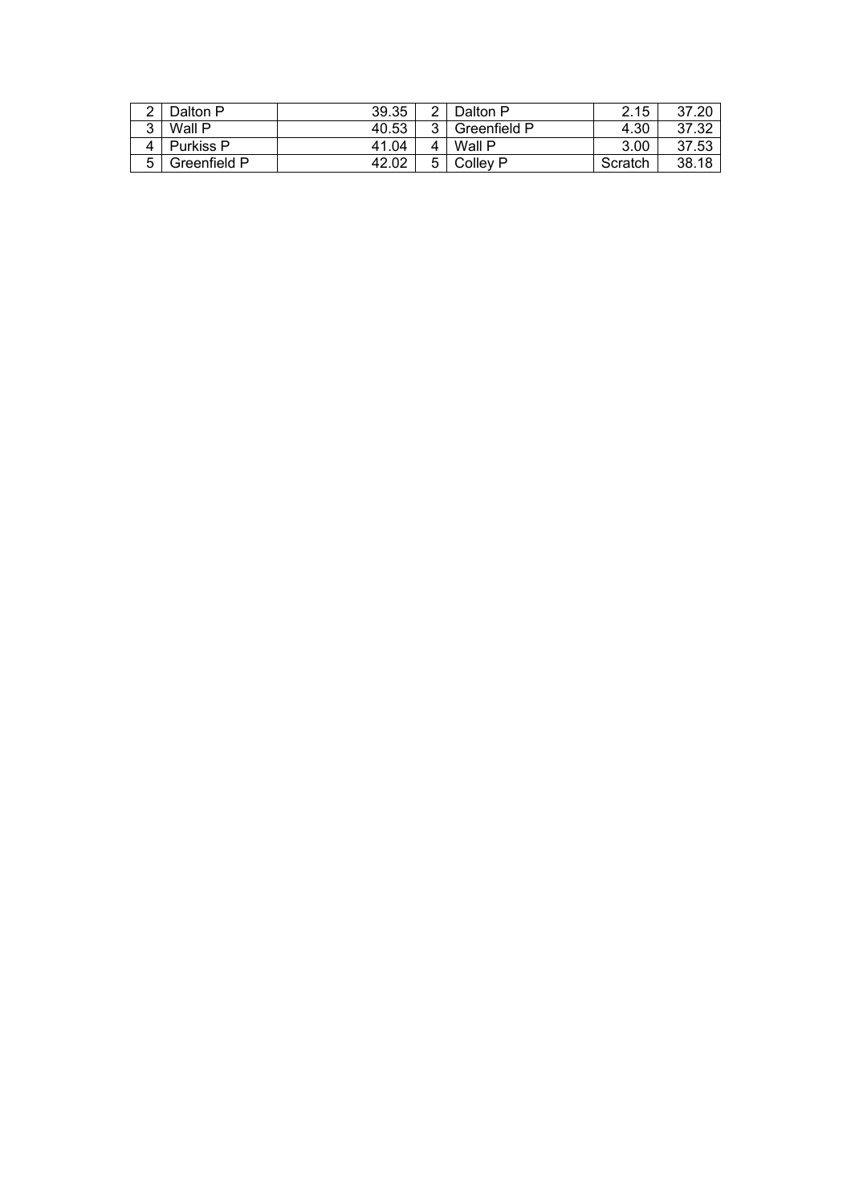| | | | | | | |
|---|---|---|---|---|---|---|
| 2 | Dalton P | 39.35 | 2 | Dalton P | 2.15 | 37.20 |
| 3 | Wall P | 40.53 | 3 | Greenfield P | 4.30 | 37.32 |
| 4 | Purkiss P | 41.04 | 4 | Wall P | 3.00 | 37.53 |
| 5 | Greenfield P | 42.02 | 5 | Colley P | Scratch | 38.18 |